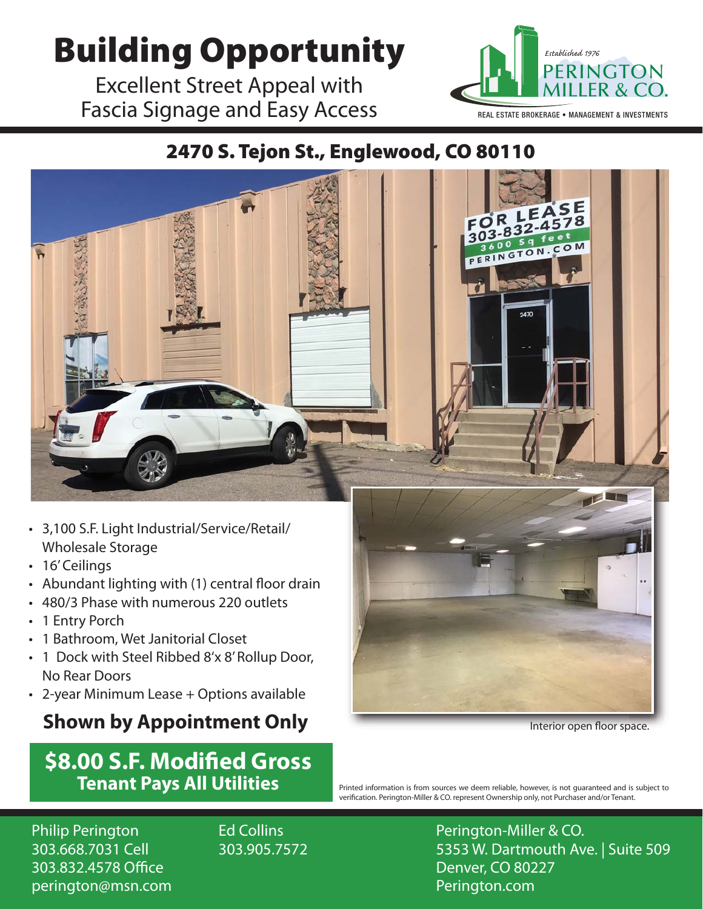# Building Opportunity

Excellent Street Appeal with Fascia Signage and Easy Access

*Established 1976*
PERINGTON MILLER & CO.
REAL ESTATE BROKERAGE • MANAGEMENT & INVESTMENTS

## 2470 S. Tejon St., Englewood, CO 80110

- 3,100 S.F. Light Industrial/Service/Retail/Wholesale Storage
- 16' Ceilings
- Abundant lighting with (1) central floor drain
- 480/3 Phase with numerous 220 outlets
- 1 Entry Porch
- 1 Bathroom, Wet Janitorial Closet
- 1 Dock with Steel Ribbed 8'x 8' Rollup Door, No Rear Doors
- 2-year Minimum Lease + Options available

### Shown by Appointment Only

Interior open floor space.

## $8.00 S.F. Modified Gross
**Tenant Pays All Utilities**

Printed information is from sources we deem reliable, however, is not guaranteed and is subject to verification. Perington-Miller & CO. represent Ownership only, not Purchaser and/or Tenant.

Philip Perington
303.668.7031 Cell
303.832.4578 Office
perington@msn.com

Ed Collins
303.905.7572

Perington-Miller & CO.
5353 W. Dartmouth Ave. | Suite 509
Denver, CO 80227
Perington.com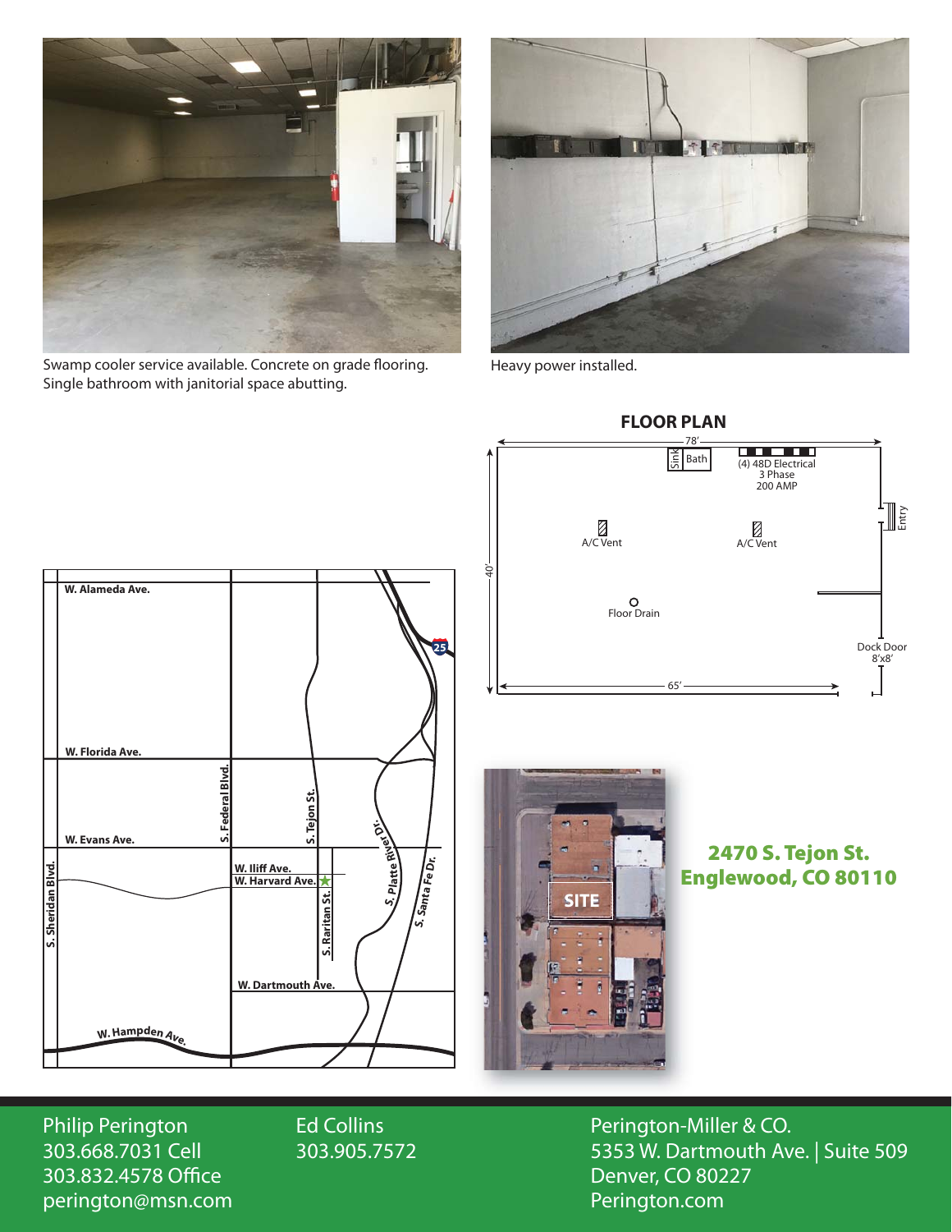Swamp cooler service available. Concrete on grade flooring. Single bathroom with janitorial space abutting.

Heavy power installed.

## FLOOR PLAN

78'

40'

65'

Sink

Bath

(4) 48D Electrical
3 Phase
200 AMP

Entry

A/C Vent

A/C Vent

Floor Drain

Dock Door
8'x8'

W. Alameda Ave.

W. Florida Ave.

W. Evans Ave.

W. Iliff Ave.

W. Harvard Ave.

W. Dartmouth Ave.

W. Hampden Ave.

S. Sheridan Blvd.

S. Federal Blvd.

S. Tejon St.

S. Raritan St.

S. Platte River Dr.

S. Santa Fe Dr.

25

SITE

## 2470 S. Tejon St.
## Englewood, CO 80110

Philip Perington
303.668.7031 Cell
303.832.4578 Office
perington@msn.com

Ed Collins
303.905.7572

Perington-Miller & CO.
5353 W. Dartmouth Ave. | Suite 509
Denver, CO 80227
Perington.com